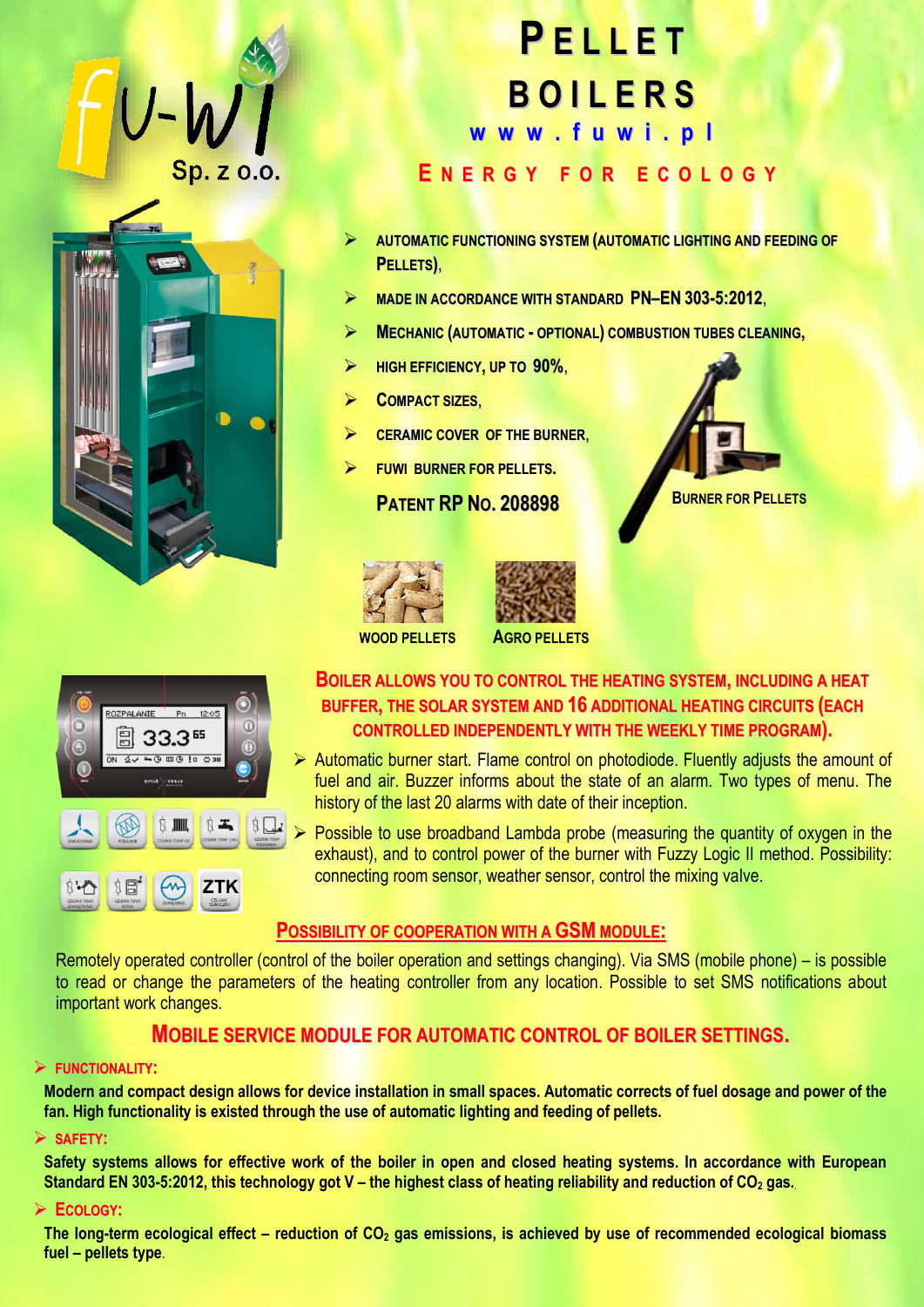fu-wi Sp. z o.o.

# PELLET BOILERS

**www.fuwi.pl**

## ENERGY FOR ECOLOGY

- AUTOMATIC FUNCTIONING SYSTEM (AUTOMATIC LIGHTING AND FEEDING OF PELLETS),
- MADE IN ACCORDANCE WITH STANDARD **PN–EN 303-5:2012**,
- MECHANIC (AUTOMATIC - OPTIONAL) COMBUSTION TUBES CLEANING,
- HIGH EFFICIENCY, UP TO **90%**,
- COMPACT SIZES,
- CERAMIC COVER OF THE BURNER,
- FUWI BURNER FOR PELLETS.

**PATENT RP NO. 208898**

BURNER FOR PELLETS

WOOD PELLETS

AGRO PELLETS

**BOILER ALLOWS YOU TO CONTROL THE HEATING SYSTEM, INCLUDING A HEAT BUFFER, THE SOLAR SYSTEM AND 16 ADDITIONAL HEATING CIRCUITS (EACH CONTROLLED INDEPENDENTLY WITH THE WEEKLY TIME PROGRAM).**

- Automatic burner start. Flame control on photodiode. Fluently adjusts the amount of fuel and air. Buzzer informs about the state of an alarm. Two types of menu. The history of the last 20 alarms with date of their inception.
- Possible to use broadband Lambda probe (measuring the quantity of oxygen in the exhaust), and to control power of the burner with Fuzzy Logic II method. Possibility: connecting room sensor, weather sensor, control the mixing valve.

### POSSIBILITY OF COOPERATION WITH A GSM MODULE:

Remotely operated controller (control of the boiler operation and settings changing). Via SMS (mobile phone) – is possible to read or change the parameters of the heating controller from any location. Possible to set SMS notifications about important work changes.

## MOBILE SERVICE MODULE FOR AUTOMATIC CONTROL OF BOILER SETTINGS.

- **FUNCTIONALITY:**

**Modern and compact design allows for device installation in small spaces. Automatic corrects of fuel dosage and power of the fan. High functionality is existed through the use of automatic lighting and feeding of pellets.**

- **SAFETY:**

**Safety systems allows for effective work of the boiler in open and closed heating systems. In accordance with European Standard EN 303-5:2012, this technology got V – the highest class of heating reliability and reduction of $CO_2$ gas.**

- **ECOLOGY:**

**The long-term ecological effect – reduction of $CO_2$ gas emissions, is achieved by use of recommended ecological biomass fuel – pellets type.**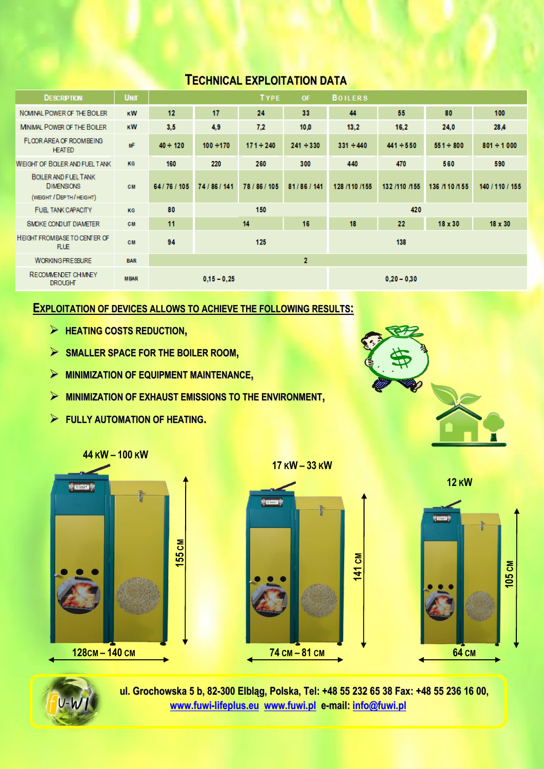## TECHNICAL EXPLOITATION DATA

| DESCRIPTION | UNIT | TYPE OF BOILERS | | | | | | | |
|---|---|---|---|---|---|---|---|---|---|
| NOMINAL POWER OF THE BOILER | KW | 12 | 17 | 24 | 33 | 44 | 55 | 80 | 100 |
| MINIMAL POWER OF THE BOILER | KW | 3,5 | 4,9 | 7,2 | 10,0 | 13,2 | 16,2 | 24,0 | 28,4 |
| FLOOR AREA OF ROOM BEING HEATED | M² | 40 ÷ 120 | 100 ÷170 | 171 ÷ 240 | 241 ÷ 330 | 331 ÷ 440 | 441 ÷ 550 | 551 ÷ 800 | 801 ÷ 1 000 |
| WEIGHT OF BOILER AND FUEL TANK | KG | 160 | 220 | 260 | 300 | 440 | 470 | 560 | 590 |
| BOILER AND FUEL TANK DIMENSIONS (WEIGHT / DEPTH / HEIGHT) | CM | 64 / 76 / 105 | 74 / 86 / 141 | 78 / 86 / 105 | 81 / 86 / 141 | 128 /110 /155 | 132 /110 /155 | 136 /110 /155 | 140 / 110 / 155 |
| FUEL TANK CAPACITY | KG | 80 | 150 | | | 420 | | | |
| SMOKE CONDUIT DIAMETER | CM | 11 | 14 | | 16 | 18 | 22 | 18 x 30 | 18 x 30 |
| HEIGHT FROM BASE TO CENTER OF FLUE | CM | 94 | 125 | | | 138 | | | |
| WORKING PRESSURE | BAR | 2 | | | | | | | |
| RECOMMENDET CHIMNEY DROUGHT | MBAR | 0,15 – 0,25 | | | | 0,20 – 0,30 | | | |

## EXPLOITATION OF DEVICES ALLOWS TO ACHIEVE THE FOLLOWING RESULTS:

- HEATING COSTS REDUCTION,
- SMALLER SPACE FOR THE BOILER ROOM,
- MINIMIZATION OF EQUIPMENT MAINTENANCE,
- MINIMIZATION OF EXHAUST EMISSIONS TO THE ENVIRONMENT,
- FULLY AUTOMATION OF HEATING.

44 KW – 100 KW

155 CM

128CM – 140 CM

17 KW – 33 KW

141 CM

74 CM – 81 CM

12 KW

105 CM

64 CM

ul. Grochowska 5 b, 82-300 Elbląg, Polska, Tel: +48 55 232 65 38 Fax: +48 55 236 16 00,
www.fuwi-lifeplus.eu www.fuwi.pl e-mail: info@fuwi.pl